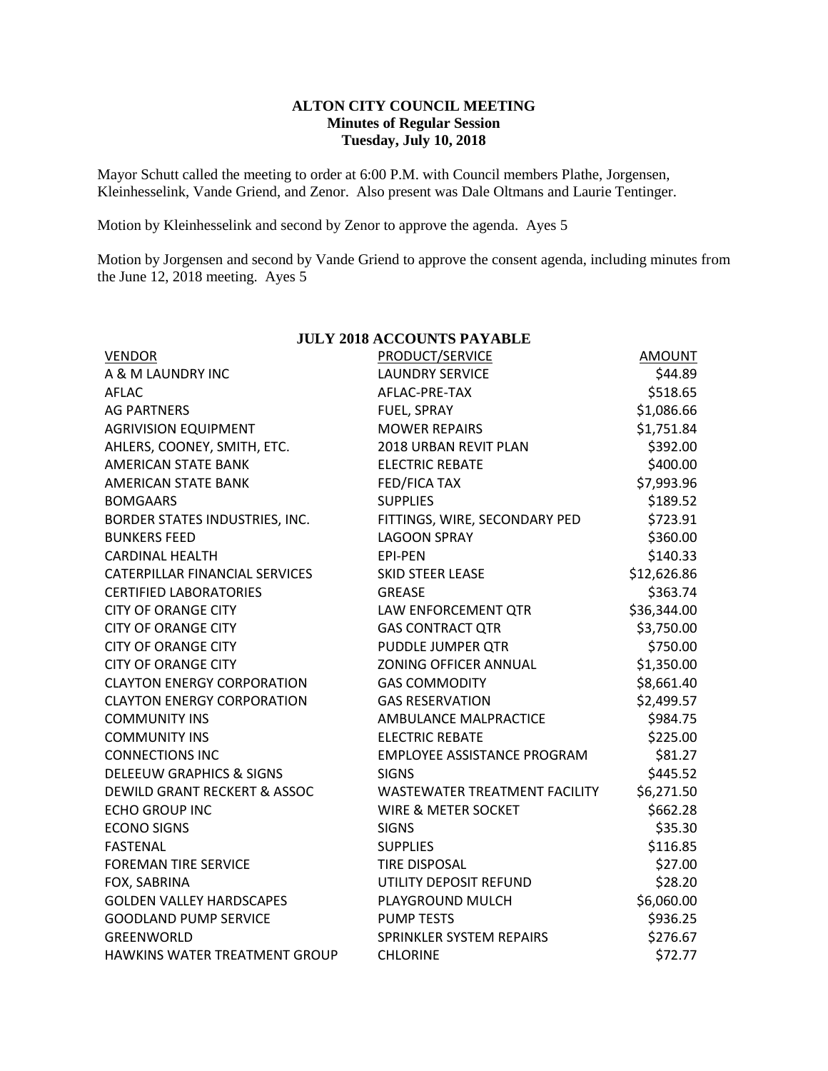**ALTON CITY COUNCIL MEETING**
**Minutes of Regular Session**
**Tuesday, July 10, 2018**

Mayor Schutt called the meeting to order at 6:00 P.M. with Council members Plathe, Jorgensen, Kleinhesselink, Vande Griend, and Zenor. Also present was Dale Oltmans and Laurie Tentinger.

Motion by Kleinhesselink and second by Zenor to approve the agenda. Ayes 5

Motion by Jorgensen and second by Vande Griend to approve the consent agenda, including minutes from the June 12, 2018 meeting. Ayes 5

**JULY 2018 ACCOUNTS PAYABLE**

| VENDOR | PRODUCT/SERVICE | AMOUNT |
|---|---|---|
| A & M LAUNDRY INC | LAUNDRY SERVICE | $44.89 |
| AFLAC | AFLAC-PRE-TAX | $518.65 |
| AG PARTNERS | FUEL, SPRAY | $1,086.66 |
| AGRIVISION EQUIPMENT | MOWER REPAIRS | $1,751.84 |
| AHLERS, COONEY, SMITH, ETC. | 2018 URBAN REVIT PLAN | $392.00 |
| AMERICAN STATE BANK | ELECTRIC REBATE | $400.00 |
| AMERICAN STATE BANK | FED/FICA TAX | $7,993.96 |
| BOMGAARS | SUPPLIES | $189.52 |
| BORDER STATES INDUSTRIES, INC. | FITTINGS, WIRE, SECONDARY PED | $723.91 |
| BUNKERS FEED | LAGOON SPRAY | $360.00 |
| CARDINAL HEALTH | EPI-PEN | $140.33 |
| CATERPILLAR FINANCIAL SERVICES | SKID STEER LEASE | $12,626.86 |
| CERTIFIED LABORATORIES | GREASE | $363.74 |
| CITY OF ORANGE CITY | LAW ENFORCEMENT QTR | $36,344.00 |
| CITY OF ORANGE CITY | GAS CONTRACT QTR | $3,750.00 |
| CITY OF ORANGE CITY | PUDDLE JUMPER QTR | $750.00 |
| CITY OF ORANGE CITY | ZONING OFFICER ANNUAL | $1,350.00 |
| CLAYTON ENERGY CORPORATION | GAS COMMODITY | $8,661.40 |
| CLAYTON ENERGY CORPORATION | GAS RESERVATION | $2,499.57 |
| COMMUNITY INS | AMBULANCE MALPRACTICE | $984.75 |
| COMMUNITY INS | ELECTRIC REBATE | $225.00 |
| CONNECTIONS INC | EMPLOYEE ASSISTANCE PROGRAM | $81.27 |
| DELEEUW GRAPHICS & SIGNS | SIGNS | $445.52 |
| DEWILD GRANT RECKERT & ASSOC | WASTEWATER TREATMENT FACILITY | $6,271.50 |
| ECHO GROUP INC | WIRE & METER SOCKET | $662.28 |
| ECONO SIGNS | SIGNS | $35.30 |
| FASTENAL | SUPPLIES | $116.85 |
| FOREMAN TIRE SERVICE | TIRE DISPOSAL | $27.00 |
| FOX, SABRINA | UTILITY DEPOSIT REFUND | $28.20 |
| GOLDEN VALLEY HARDSCAPES | PLAYGROUND MULCH | $6,060.00 |
| GOODLAND PUMP SERVICE | PUMP TESTS | $936.25 |
| GREENWORLD | SPRINKLER SYSTEM REPAIRS | $276.67 |
| HAWKINS WATER TREATMENT GROUP | CHLORINE | $72.77 |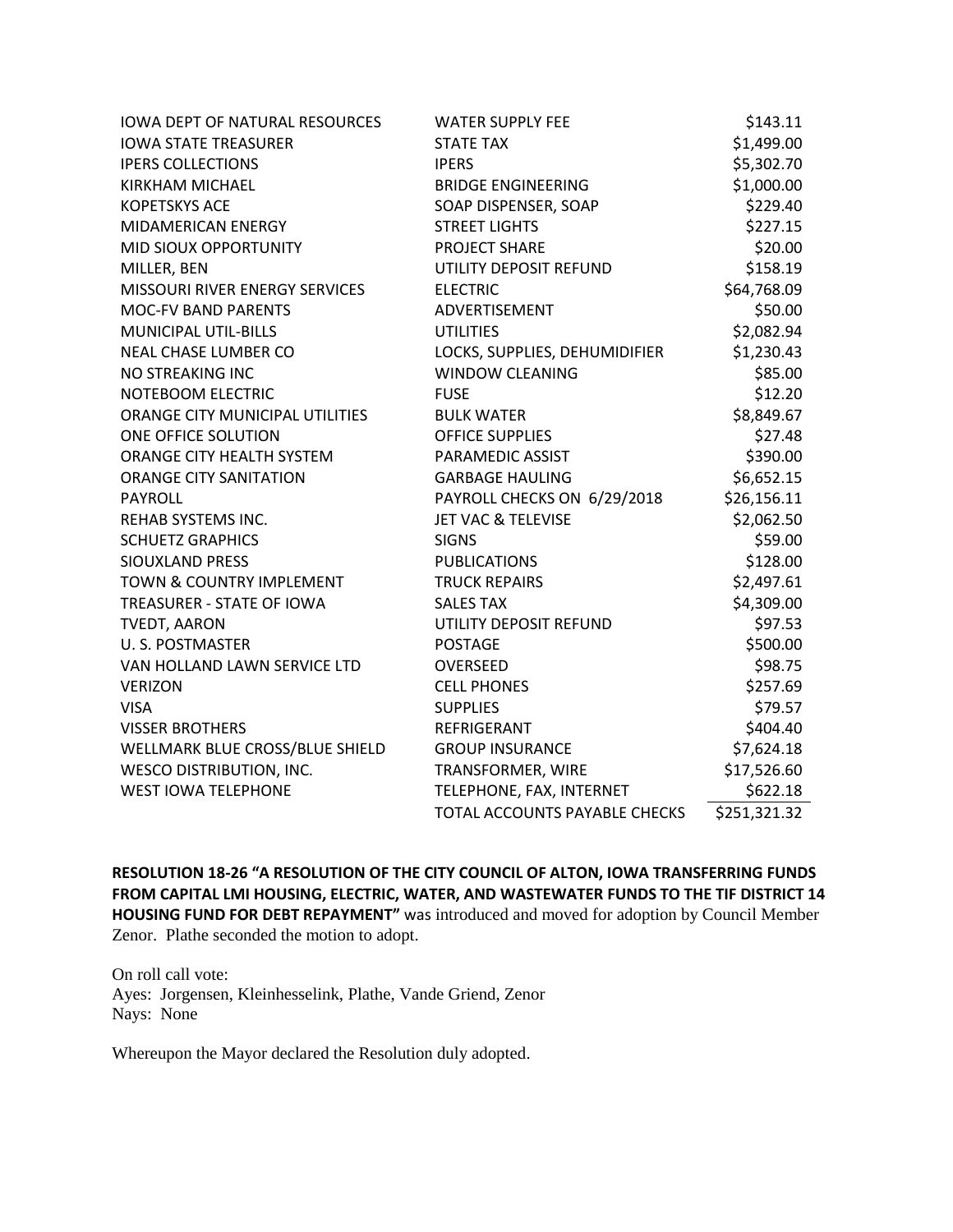| | | |
|---|---|---|
| IOWA DEPT OF NATURAL RESOURCES | WATER SUPPLY FEE | $143.11 |
| IOWA STATE TREASURER | STATE TAX | $1,499.00 |
| IPERS COLLECTIONS | IPERS | $5,302.70 |
| KIRKHAM MICHAEL | BRIDGE ENGINEERING | $1,000.00 |
| KOPETSKYS ACE | SOAP DISPENSER, SOAP | $229.40 |
| MIDAMERICAN ENERGY | STREET LIGHTS | $227.15 |
| MID SIOUX OPPORTUNITY | PROJECT SHARE | $20.00 |
| MILLER, BEN | UTILITY DEPOSIT REFUND | $158.19 |
| MISSOURI RIVER ENERGY SERVICES | ELECTRIC | $64,768.09 |
| MOC-FV BAND PARENTS | ADVERTISEMENT | $50.00 |
| MUNICIPAL UTIL-BILLS | UTILITIES | $2,082.94 |
| NEAL CHASE LUMBER CO | LOCKS, SUPPLIES, DEHUMIDIFIER | $1,230.43 |
| NO STREAKING INC | WINDOW CLEANING | $85.00 |
| NOTEBOOM ELECTRIC | FUSE | $12.20 |
| ORANGE CITY MUNICIPAL UTILITIES | BULK WATER | $8,849.67 |
| ONE OFFICE SOLUTION | OFFICE SUPPLIES | $27.48 |
| ORANGE CITY HEALTH SYSTEM | PARAMEDIC ASSIST | $390.00 |
| ORANGE CITY SANITATION | GARBAGE HAULING | $6,652.15 |
| PAYROLL | PAYROLL CHECKS ON 6/29/2018 | $26,156.11 |
| REHAB SYSTEMS INC. | JET VAC & TELEVISE | $2,062.50 |
| SCHUETZ GRAPHICS | SIGNS | $59.00 |
| SIOUXLAND PRESS | PUBLICATIONS | $128.00 |
| TOWN & COUNTRY IMPLEMENT | TRUCK REPAIRS | $2,497.61 |
| TREASURER - STATE OF IOWA | SALES TAX | $4,309.00 |
| TVEDT, AARON | UTILITY DEPOSIT REFUND | $97.53 |
| U. S. POSTMASTER | POSTAGE | $500.00 |
| VAN HOLLAND LAWN SERVICE LTD | OVERSEED | $98.75 |
| VERIZON | CELL PHONES | $257.69 |
| VISA | SUPPLIES | $79.57 |
| VISSER BROTHERS | REFRIGERANT | $404.40 |
| WELLMARK BLUE CROSS/BLUE SHIELD | GROUP INSURANCE | $7,624.18 |
| WESCO DISTRIBUTION, INC. | TRANSFORMER, WIRE | $17,526.60 |
| WEST IOWA TELEPHONE | TELEPHONE, FAX, INTERNET | $622.18 |
| | TOTAL ACCOUNTS PAYABLE CHECKS | $251,321.32 |

**RESOLUTION 18-26 "A RESOLUTION OF THE CITY COUNCIL OF ALTON, IOWA TRANSFERRING FUNDS FROM CAPITAL LMI HOUSING, ELECTRIC, WATER, AND WASTEWATER FUNDS TO THE TIF DISTRICT 14 HOUSING FUND FOR DEBT REPAYMENT"** was introduced and moved for adoption by Council Member Zenor. Plathe seconded the motion to adopt.

On roll call vote:
Ayes: Jorgensen, Kleinhesselink, Plathe, Vande Griend, Zenor
Nays: None

Whereupon the Mayor declared the Resolution duly adopted.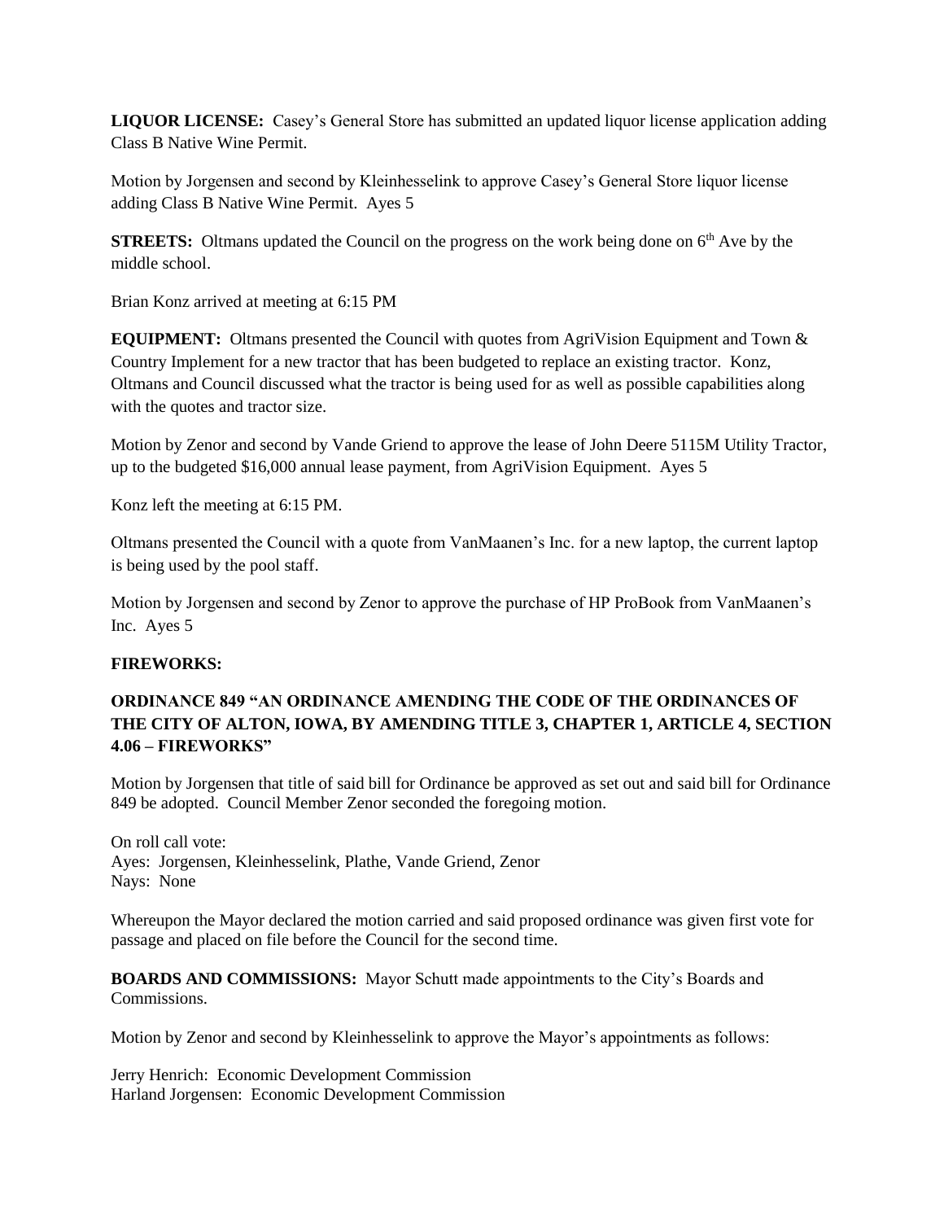**LIQUOR LICENSE:** Casey's General Store has submitted an updated liquor license application adding Class B Native Wine Permit.

Motion by Jorgensen and second by Kleinhesselink to approve Casey's General Store liquor license adding Class B Native Wine Permit. Ayes 5

**STREETS:** Oltmans updated the Council on the progress on the work being done on 6th Ave by the middle school.

Brian Konz arrived at meeting at 6:15 PM

**EQUIPMENT:** Oltmans presented the Council with quotes from AgriVision Equipment and Town & Country Implement for a new tractor that has been budgeted to replace an existing tractor. Konz, Oltmans and Council discussed what the tractor is being used for as well as possible capabilities along with the quotes and tractor size.

Motion by Zenor and second by Vande Griend to approve the lease of John Deere 5115M Utility Tractor, up to the budgeted $16,000 annual lease payment, from AgriVision Equipment. Ayes 5

Konz left the meeting at 6:15 PM.

Oltmans presented the Council with a quote from VanMaanen's Inc. for a new laptop, the current laptop is being used by the pool staff.

Motion by Jorgensen and second by Zenor to approve the purchase of HP ProBook from VanMaanen's Inc. Ayes 5

**FIREWORKS:**

**ORDINANCE 849 "AN ORDINANCE AMENDING THE CODE OF THE ORDINANCES OF THE CITY OF ALTON, IOWA, BY AMENDING TITLE 3, CHAPTER 1, ARTICLE 4, SECTION 4.06 – FIREWORKS"**

Motion by Jorgensen that title of said bill for Ordinance be approved as set out and said bill for Ordinance 849 be adopted. Council Member Zenor seconded the foregoing motion.

On roll call vote:
Ayes: Jorgensen, Kleinhesselink, Plathe, Vande Griend, Zenor
Nays: None

Whereupon the Mayor declared the motion carried and said proposed ordinance was given first vote for passage and placed on file before the Council for the second time.

**BOARDS AND COMMISSIONS:** Mayor Schutt made appointments to the City's Boards and Commissions.

Motion by Zenor and second by Kleinhesselink to approve the Mayor's appointments as follows:

Jerry Henrich: Economic Development Commission
Harland Jorgensen: Economic Development Commission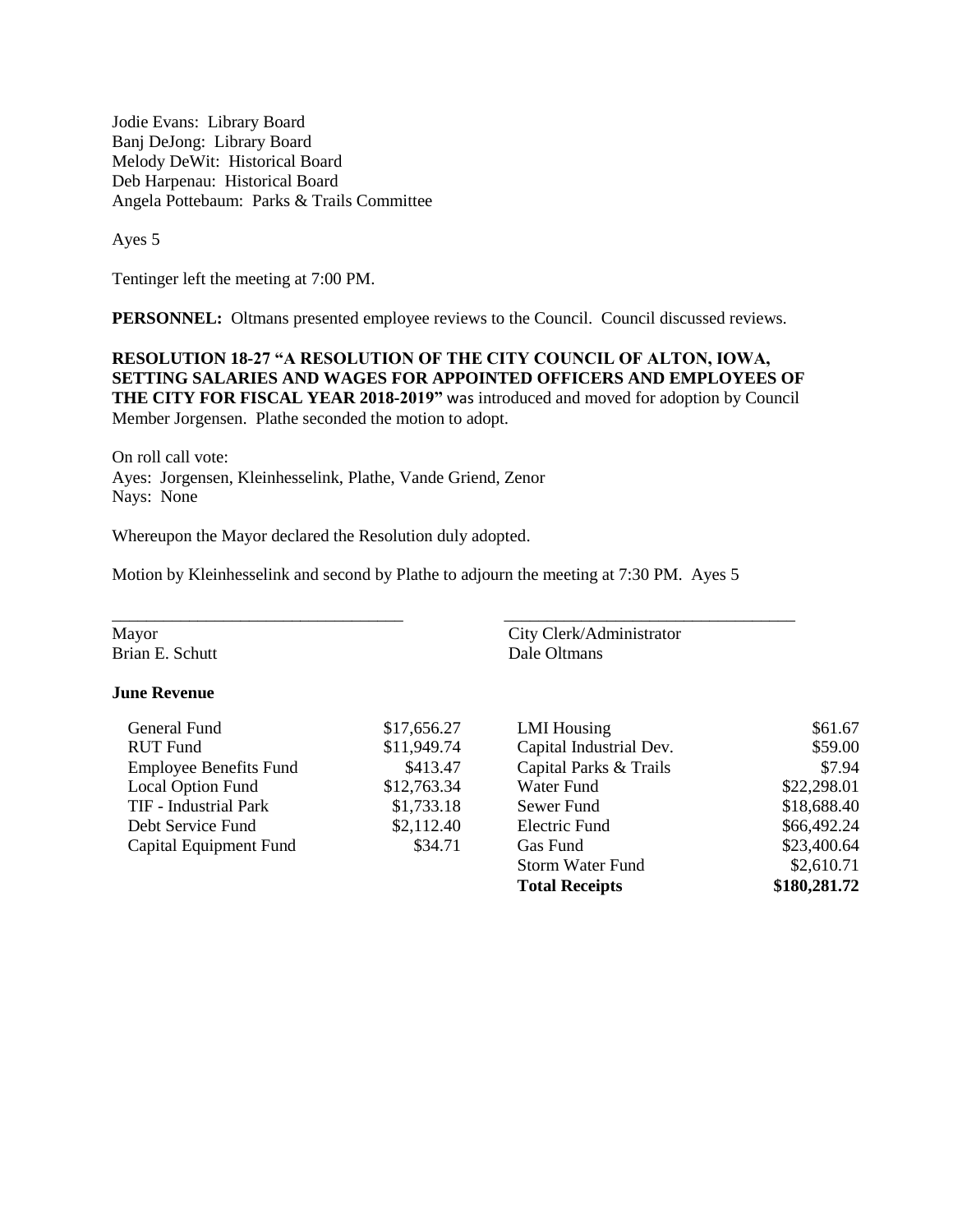Jodie Evans: Library Board
Banj DeJong: Library Board
Melody DeWit: Historical Board
Deb Harpenau: Historical Board
Angela Pottebaum: Parks & Trails Committee

Ayes 5

Tentinger left the meeting at 7:00 PM.

**PERSONNEL:** Oltmans presented employee reviews to the Council. Council discussed reviews.

**RESOLUTION 18-27 "A RESOLUTION OF THE CITY COUNCIL OF ALTON, IOWA, SETTING SALARIES AND WAGES FOR APPOINTED OFFICERS AND EMPLOYEES OF THE CITY FOR FISCAL YEAR 2018-2019"** was introduced and moved for adoption by Council Member Jorgensen. Plathe seconded the motion to adopt.

On roll call vote:
Ayes: Jorgensen, Kleinhesselink, Plathe, Vande Griend, Zenor
Nays: None

Whereupon the Mayor declared the Resolution duly adopted.

Motion by Kleinhesselink and second by Plathe to adjourn the meeting at 7:30 PM. Ayes 5

\_\_\_\_\_\_\_\_\_\_\_\_\_\_\_\_\_\_\_\_\_\_\_\_\_\_\_\_\_\_\_\_\_\_\_ \_\_\_\_\_\_\_\_\_\_\_\_\_\_\_\_\_\_\_\_\_\_\_\_\_\_\_\_\_\_\_\_\_\_\_

Mayor
Brian E. Schutt

City Clerk/Administrator
Dale Oltmans

**June Revenue**

| | | | |
|---|---|---|---|
| General Fund | $17,656.27 | LMI Housing | $61.67 |
| RUT Fund | $11,949.74 | Capital Industrial Dev. | $59.00 |
| Employee Benefits Fund | $413.47 | Capital Parks & Trails | $7.94 |
| Local Option Fund | $12,763.34 | Water Fund | $22,298.01 |
| TIF - Industrial Park | $1,733.18 | Sewer Fund | $18,688.40 |
| Debt Service Fund | $2,112.40 | Electric Fund | $66,492.24 |
| Capital Equipment Fund | $34.71 | Gas Fund | $23,400.64 |
| | | Storm Water Fund | $2,610.71 |
| | | **Total Receipts** | **$180,281.72** |